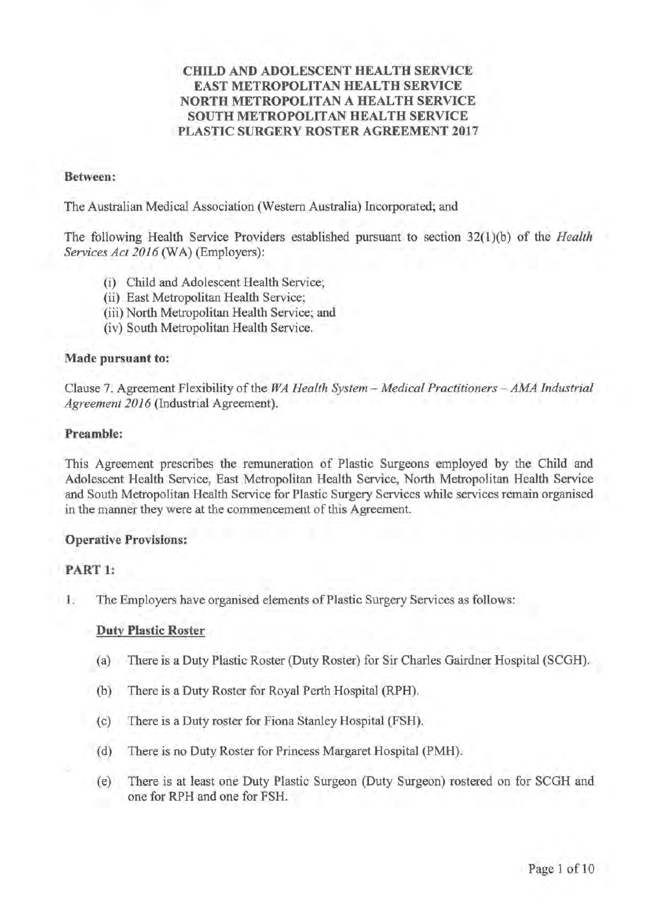# CHILD AND ADOLESCENT HEALTH SERVICE
# EAST METROPOLITAN HEALTH SERVICE
# NORTH METROPOLITAN A HEALTH SERVICE
# SOUTH METROPOLITAN HEALTH SERVICE
# PLASTIC SURGERY ROSTER AGREEMENT 2017

**Between:**

The Australian Medical Association (Western Australia) Incorporated; and

The following Health Service Providers established pursuant to section 32(1)(b) of the *Health Services Act 2016* (WA) (Employers):

(i) Child and Adolescent Health Service;
(ii) East Metropolitan Health Service;
(iii) North Metropolitan Health Service; and
(iv) South Metropolitan Health Service.

**Made pursuant to:**

Clause 7. Agreement Flexibility of the *WA Health System – Medical Practitioners – AMA Industrial Agreement 2016* (Industrial Agreement).

**Preamble:**

This Agreement prescribes the remuneration of Plastic Surgeons employed by the Child and Adolescent Health Service, East Metropolitan Health Service, North Metropolitan Health Service and South Metropolitan Health Service for Plastic Surgery Services while services remain organised in the manner they were at the commencement of this Agreement.

**Operative Provisions:**

**PART 1:**

1. The Employers have organised elements of Plastic Surgery Services as follows:

   **Duty Plastic Roster**

   (a) There is a Duty Plastic Roster (Duty Roster) for Sir Charles Gairdner Hospital (SCGH).

   (b) There is a Duty Roster for Royal Perth Hospital (RPH).

   (c) There is a Duty roster for Fiona Stanley Hospital (FSH).

   (d) There is no Duty Roster for Princess Margaret Hospital (PMH).

   (e) There is at least one Duty Plastic Surgeon (Duty Surgeon) rostered on for SCGH and one for RPH and one for FSH.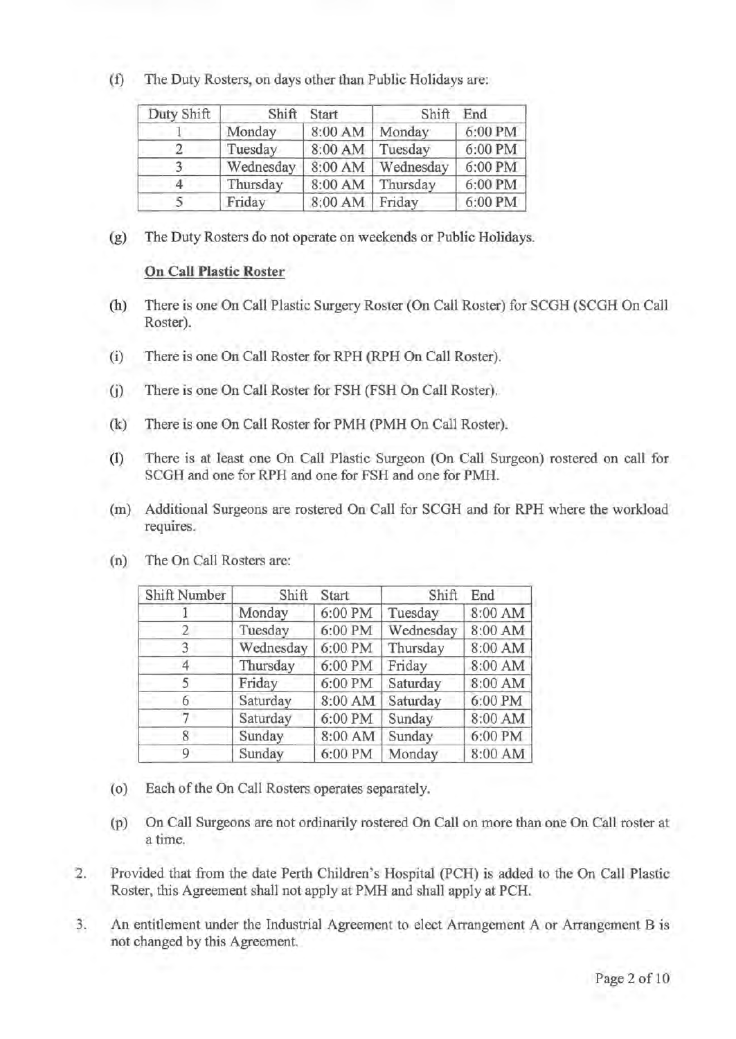(f) The Duty Rosters, on days other than Public Holidays are:

| Duty Shift | Shift Start | | Shift End | |
|---|---|---|---|---|
| 1 | Monday | 8:00 AM | Monday | 6:00 PM |
| 2 | Tuesday | 8:00 AM | Tuesday | 6:00 PM |
| 3 | Wednesday | 8:00 AM | Wednesday | 6:00 PM |
| 4 | Thursday | 8:00 AM | Thursday | 6:00 PM |
| 5 | Friday | 8:00 AM | Friday | 6:00 PM |

(g) The Duty Rosters do not operate on weekends or Public Holidays.

**On Call Plastic Roster**

(h) There is one On Call Plastic Surgery Roster (On Call Roster) for SCGH (SCGH On Call Roster).

(i) There is one On Call Roster for RPH (RPH On Call Roster).

(j) There is one On Call Roster for FSH (FSH On Call Roster).

(k) There is one On Call Roster for PMH (PMH On Call Roster).

(l) There is at least one On Call Plastic Surgeon (On Call Surgeon) rostered on call for SCGH and one for RPH and one for FSH and one for PMH.

(m) Additional Surgeons are rostered On Call for SCGH and for RPH where the workload requires.

(n) The On Call Rosters are:

| Shift Number | Shift Start | | Shift End | |
|---|---|---|---|---|
| 1 | Monday | 6:00 PM | Tuesday | 8:00 AM |
| 2 | Tuesday | 6:00 PM | Wednesday | 8:00 AM |
| 3 | Wednesday | 6:00 PM | Thursday | 8:00 AM |
| 4 | Thursday | 6:00 PM | Friday | 8:00 AM |
| 5 | Friday | 6:00 PM | Saturday | 8:00 AM |
| 6 | Saturday | 8:00 AM | Saturday | 6:00 PM |
| 7 | Saturday | 6:00 PM | Sunday | 8:00 AM |
| 8 | Sunday | 8:00 AM | Sunday | 6:00 PM |
| 9 | Sunday | 6:00 PM | Monday | 8:00 AM |

(o) Each of the On Call Rosters operates separately.

(p) On Call Surgeons are not ordinarily rostered On Call on more than one On Call roster at a time.

2. Provided that from the date Perth Children's Hospital (PCH) is added to the On Call Plastic Roster, this Agreement shall not apply at PMH and shall apply at PCH.

3. An entitlement under the Industrial Agreement to elect Arrangement A or Arrangement B is not changed by this Agreement.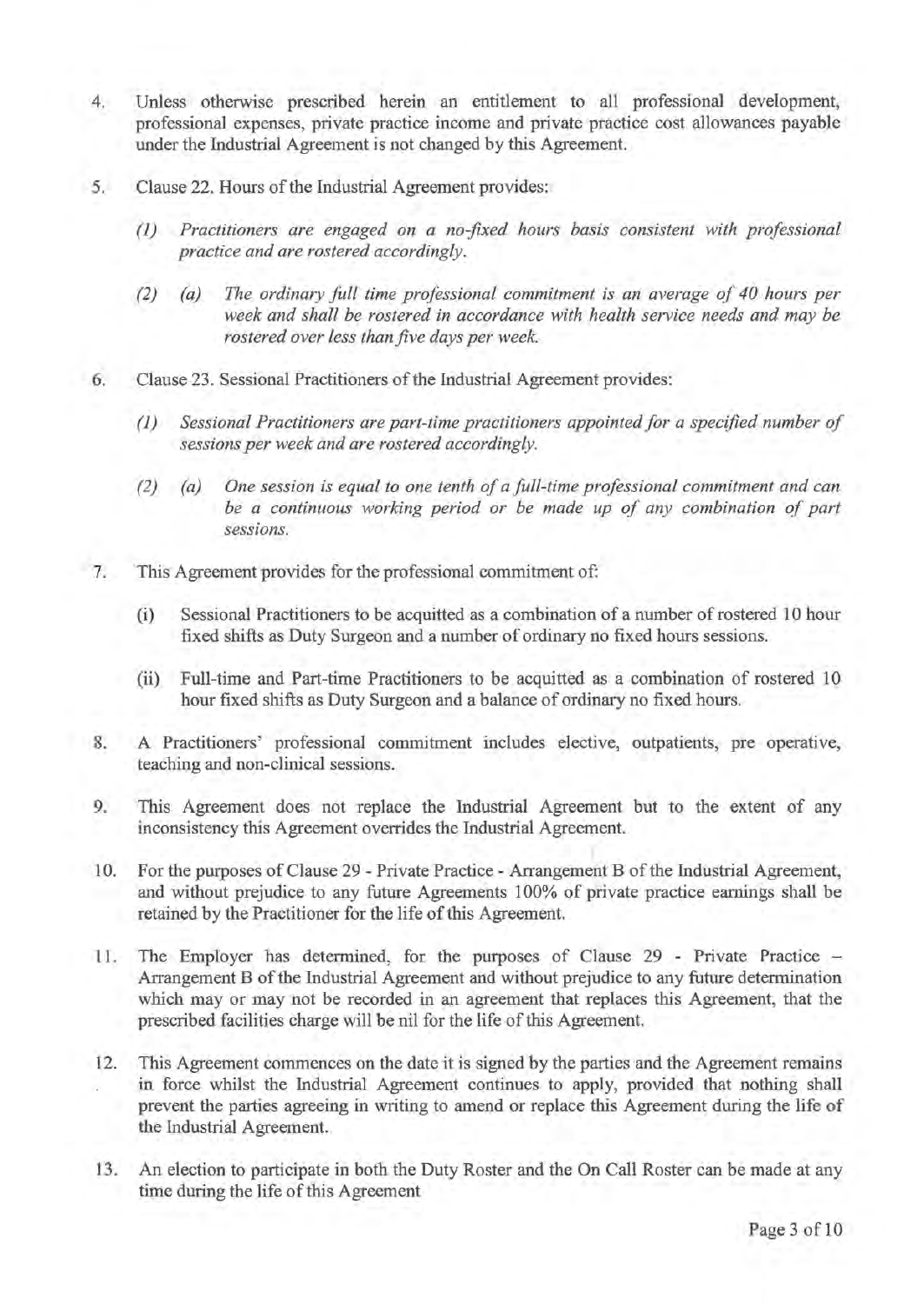4. Unless otherwise prescribed herein an entitlement to all professional development, professional expenses, private practice income and private practice cost allowances payable under the Industrial Agreement is not changed by this Agreement.

5. Clause 22. Hours of the Industrial Agreement provides:

   *(1) Practitioners are engaged on a no-fixed hours basis consistent with professional practice and are rostered accordingly.*

   *(2) (a) The ordinary full time professional commitment is an average of 40 hours per week and shall be rostered in accordance with health service needs and may be rostered over less than five days per week.*

6. Clause 23. Sessional Practitioners of the Industrial Agreement provides:

   *(1) Sessional Practitioners are part-time practitioners appointed for a specified number of sessions per week and are rostered accordingly.*

   *(2) (a) One session is equal to one tenth of a full-time professional commitment and can be a continuous working period or be made up of any combination of part sessions.*

7. This Agreement provides for the professional commitment of:

   (i) Sessional Practitioners to be acquitted as a combination of a number of rostered 10 hour fixed shifts as Duty Surgeon and a number of ordinary no fixed hours sessions.

   (ii) Full-time and Part-time Practitioners to be acquitted as a combination of rostered 10 hour fixed shifts as Duty Surgeon and a balance of ordinary no fixed hours.

8. A Practitioners' professional commitment includes elective, outpatients, pre operative, teaching and non-clinical sessions.

9. This Agreement does not replace the Industrial Agreement but to the extent of any inconsistency this Agreement overrides the Industrial Agreement.

10. For the purposes of Clause 29 - Private Practice - Arrangement B of the Industrial Agreement, and without prejudice to any future Agreements 100% of private practice earnings shall be retained by the Practitioner for the life of this Agreement.

11. The Employer has determined, for the purposes of Clause 29 - Private Practice – Arrangement B of the Industrial Agreement and without prejudice to any future determination which may or may not be recorded in an agreement that replaces this Agreement, that the prescribed facilities charge will be nil for the life of this Agreement.

12. This Agreement commences on the date it is signed by the parties and the Agreement remains in force whilst the Industrial Agreement continues to apply, provided that nothing shall prevent the parties agreeing in writing to amend or replace this Agreement during the life of the Industrial Agreement.

13. An election to participate in both the Duty Roster and the On Call Roster can be made at any time during the life of this Agreement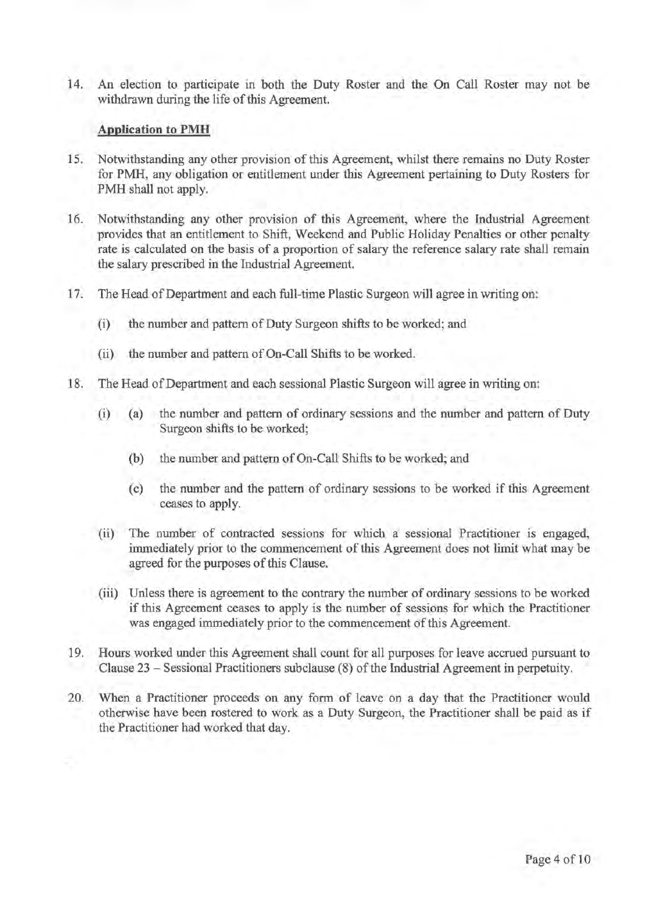14. An election to participate in both the Duty Roster and the On Call Roster may not be withdrawn during the life of this Agreement.

**Application to PMH**

15. Notwithstanding any other provision of this Agreement, whilst there remains no Duty Roster for PMH, any obligation or entitlement under this Agreement pertaining to Duty Rosters for PMH shall not apply.

16. Notwithstanding any other provision of this Agreement, where the Industrial Agreement provides that an entitlement to Shift, Weekend and Public Holiday Penalties or other penalty rate is calculated on the basis of a proportion of salary the reference salary rate shall remain the salary prescribed in the Industrial Agreement.

17. The Head of Department and each full-time Plastic Surgeon will agree in writing on:

    (i) the number and pattern of Duty Surgeon shifts to be worked; and

    (ii) the number and pattern of On-Call Shifts to be worked.

18. The Head of Department and each sessional Plastic Surgeon will agree in writing on:

    (i) (a) the number and pattern of ordinary sessions and the number and pattern of Duty Surgeon shifts to be worked;

    (b) the number and pattern of On-Call Shifts to be worked; and

    (c) the number and the pattern of ordinary sessions to be worked if this Agreement ceases to apply.

    (ii) The number of contracted sessions for which a sessional Practitioner is engaged, immediately prior to the commencement of this Agreement does not limit what may be agreed for the purposes of this Clause.

    (iii) Unless there is agreement to the contrary the number of ordinary sessions to be worked if this Agreement ceases to apply is the number of sessions for which the Practitioner was engaged immediately prior to the commencement of this Agreement.

19. Hours worked under this Agreement shall count for all purposes for leave accrued pursuant to Clause 23 – Sessional Practitioners subclause (8) of the Industrial Agreement in perpetuity.

20. When a Practitioner proceeds on any form of leave on a day that the Practitioner would otherwise have been rostered to work as a Duty Surgeon, the Practitioner shall be paid as if the Practitioner had worked that day.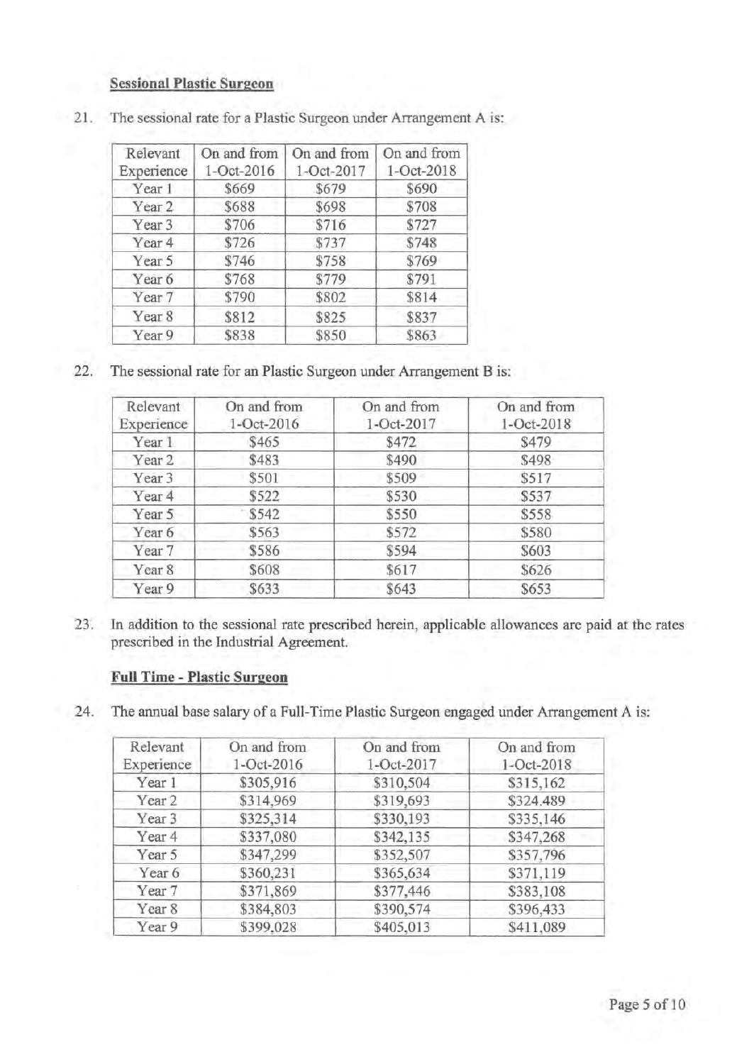**Sessional Plastic Surgeon**

21. The sessional rate for a Plastic Surgeon under Arrangement A is:

| Relevant Experience | On and from 1-Oct-2016 | On and from 1-Oct-2017 | On and from 1-Oct-2018 |
|---|---|---|---|
| Year 1 | $669 | $679 | $690 |
| Year 2 | $688 | $698 | $708 |
| Year 3 | $706 | $716 | $727 |
| Year 4 | $726 | $737 | $748 |
| Year 5 | $746 | $758 | $769 |
| Year 6 | $768 | $779 | $791 |
| Year 7 | $790 | $802 | $814 |
| Year 8 | $812 | $825 | $837 |
| Year 9 | $838 | $850 | $863 |

22. The sessional rate for an Plastic Surgeon under Arrangement B is:

| Relevant Experience | On and from 1-Oct-2016 | On and from 1-Oct-2017 | On and from 1-Oct-2018 |
|---|---|---|---|
| Year 1 | $465 | $472 | $479 |
| Year 2 | $483 | $490 | $498 |
| Year 3 | $501 | $509 | $517 |
| Year 4 | $522 | $530 | $537 |
| Year 5 | $542 | $550 | $558 |
| Year 6 | $563 | $572 | $580 |
| Year 7 | $586 | $594 | $603 |
| Year 8 | $608 | $617 | $626 |
| Year 9 | $633 | $643 | $653 |

23. In addition to the sessional rate prescribed herein, applicable allowances are paid at the rates prescribed in the Industrial Agreement.

**Full Time - Plastic Surgeon**

24. The annual base salary of a Full-Time Plastic Surgeon engaged under Arrangement A is:

| Relevant Experience | On and from 1-Oct-2016 | On and from 1-Oct-2017 | On and from 1-Oct-2018 |
|---|---|---|---|
| Year 1 | $305,916 | $310,504 | $315,162 |
| Year 2 | $314,969 | $319,693 | $324.489 |
| Year 3 | $325,314 | $330,193 | $335,146 |
| Year 4 | $337,080 | $342,135 | $347,268 |
| Year 5 | $347,299 | $352,507 | $357,796 |
| Year 6 | $360,231 | $365,634 | $371,119 |
| Year 7 | $371,869 | $377,446 | $383,108 |
| Year 8 | $384,803 | $390,574 | $396,433 |
| Year 9 | $399,028 | $405,013 | $411,089 |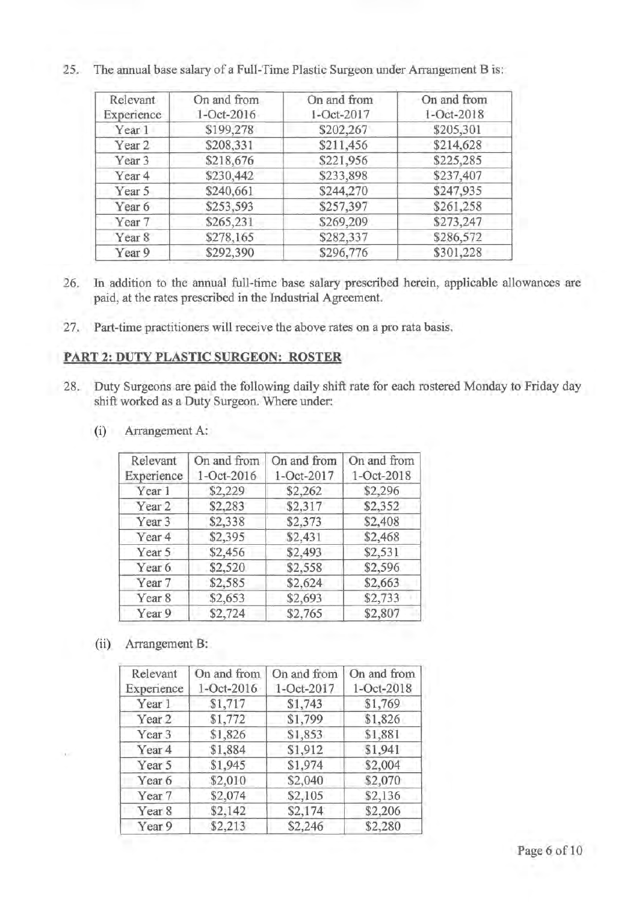25. The annual base salary of a Full-Time Plastic Surgeon under Arrangement B is:

| Relevant Experience | On and from 1-Oct-2016 | On and from 1-Oct-2017 | On and from 1-Oct-2018 |
|---|---|---|---|
| Year 1 | $199,278 | $202,267 | $205,301 |
| Year 2 | $208,331 | $211,456 | $214,628 |
| Year 3 | $218,676 | $221,956 | $225,285 |
| Year 4 | $230,442 | $233,898 | $237,407 |
| Year 5 | $240,661 | $244,270 | $247,935 |
| Year 6 | $253,593 | $257,397 | $261,258 |
| Year 7 | $265,231 | $269,209 | $273,247 |
| Year 8 | $278,165 | $282,337 | $286,572 |
| Year 9 | $292,390 | $296,776 | $301,228 |

26. In addition to the annual full-time base salary prescribed herein, applicable allowances are paid, at the rates prescribed in the Industrial Agreement.

27. Part-time practitioners will receive the above rates on a pro rata basis.

## PART 2: DUTY PLASTIC SURGEON: ROSTER

28. Duty Surgeons are paid the following daily shift rate for each rostered Monday to Friday day shift worked as a Duty Surgeon. Where under:

(i) Arrangement A:

| Relevant Experience | On and from 1-Oct-2016 | On and from 1-Oct-2017 | On and from 1-Oct-2018 |
|---|---|---|---|
| Year 1 | $2,229 | $2,262 | $2,296 |
| Year 2 | $2,283 | $2,317 | $2,352 |
| Year 3 | $2,338 | $2,373 | $2,408 |
| Year 4 | $2,395 | $2,431 | $2,468 |
| Year 5 | $2,456 | $2,493 | $2,531 |
| Year 6 | $2,520 | $2,558 | $2,596 |
| Year 7 | $2,585 | $2,624 | $2,663 |
| Year 8 | $2,653 | $2,693 | $2,733 |
| Year 9 | $2,724 | $2,765 | $2,807 |

(ii) Arrangement B:

| Relevant Experience | On and from 1-Oct-2016 | On and from 1-Oct-2017 | On and from 1-Oct-2018 |
|---|---|---|---|
| Year 1 | $1,717 | $1,743 | $1,769 |
| Year 2 | $1,772 | $1,799 | $1,826 |
| Year 3 | $1,826 | $1,853 | $1,881 |
| Year 4 | $1,884 | $1,912 | $1,941 |
| Year 5 | $1,945 | $1,974 | $2,004 |
| Year 6 | $2,010 | $2,040 | $2,070 |
| Year 7 | $2,074 | $2,105 | $2,136 |
| Year 8 | $2,142 | $2,174 | $2,206 |
| Year 9 | $2,213 | $2,246 | $2,280 |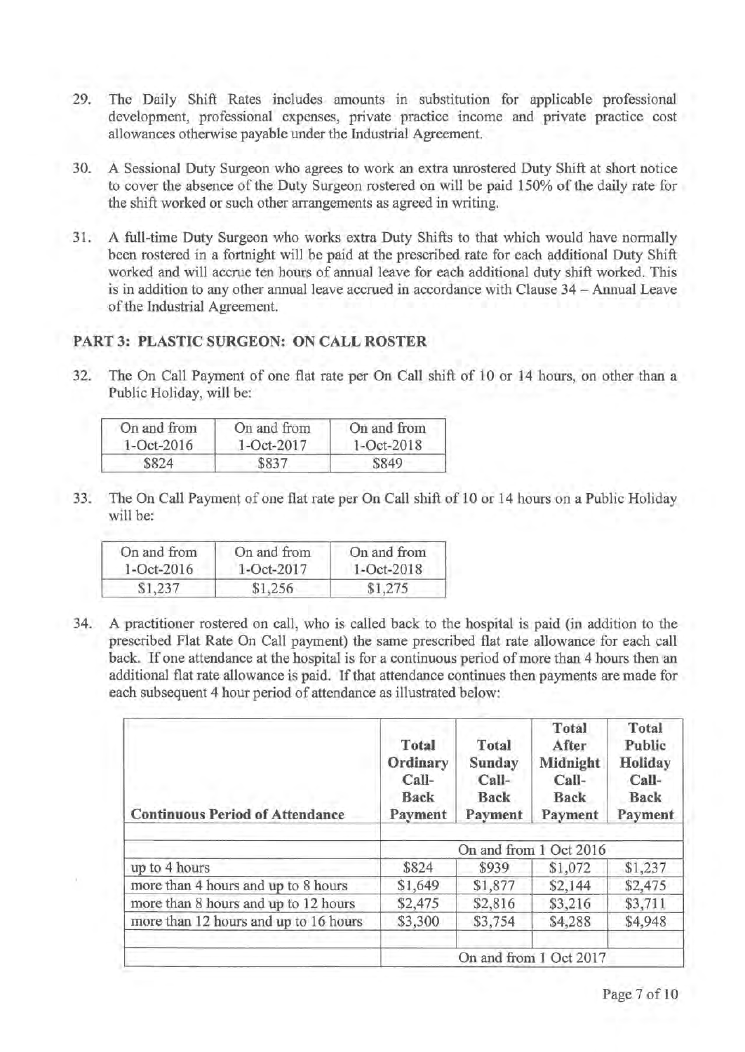29. The Daily Shift Rates includes amounts in substitution for applicable professional development, professional expenses, private practice income and private practice cost allowances otherwise payable under the Industrial Agreement.

30. A Sessional Duty Surgeon who agrees to work an extra unrostered Duty Shift at short notice to cover the absence of the Duty Surgeon rostered on will be paid 150% of the daily rate for the shift worked or such other arrangements as agreed in writing.

31. A full-time Duty Surgeon who works extra Duty Shifts to that which would have normally been rostered in a fortnight will be paid at the prescribed rate for each additional Duty Shift worked and will accrue ten hours of annual leave for each additional duty shift worked. This is in addition to any other annual leave accrued in accordance with Clause 34 – Annual Leave of the Industrial Agreement.

## PART 3: PLASTIC SURGEON: ON CALL ROSTER

32. The On Call Payment of one flat rate per On Call shift of 10 or 14 hours, on other than a Public Holiday, will be:

| On and from 1-Oct-2016 | On and from 1-Oct-2017 | On and from 1-Oct-2018 |
|---|---|---|
| $824 | $837 | $849 |

33. The On Call Payment of one flat rate per On Call shift of 10 or 14 hours on a Public Holiday will be:

| On and from 1-Oct-2016 | On and from 1-Oct-2017 | On and from 1-Oct-2018 |
|---|---|---|
| $1,237 | $1,256 | $1,275 |

34. A practitioner rostered on call, who is called back to the hospital is paid (in addition to the prescribed Flat Rate On Call payment) the same prescribed flat rate allowance for each call back. If one attendance at the hospital is for a continuous period of more than 4 hours then an additional flat rate allowance is paid. If that attendance continues then payments are made for each subsequent 4 hour period of attendance as illustrated below:

| Continuous Period of Attendance | Total Ordinary Call-Back Payment | Total Sunday Call-Back Payment | Total After Midnight Call-Back Payment | Total Public Holiday Call-Back Payment |
|---|---|---|---|---|
| | | | | |
| | On and from 1 Oct 2016 | | | |
| up to 4 hours | $824 | $939 | $1,072 | $1,237 |
| more than 4 hours and up to 8 hours | $1,649 | $1,877 | $2,144 | $2,475 |
| more than 8 hours and up to 12 hours | $2,475 | $2,816 | $3,216 | $3,711 |
| more than 12 hours and up to 16 hours | $3,300 | $3,754 | $4,288 | $4,948 |
| | | | | |
| | On and from 1 Oct 2017 | | | |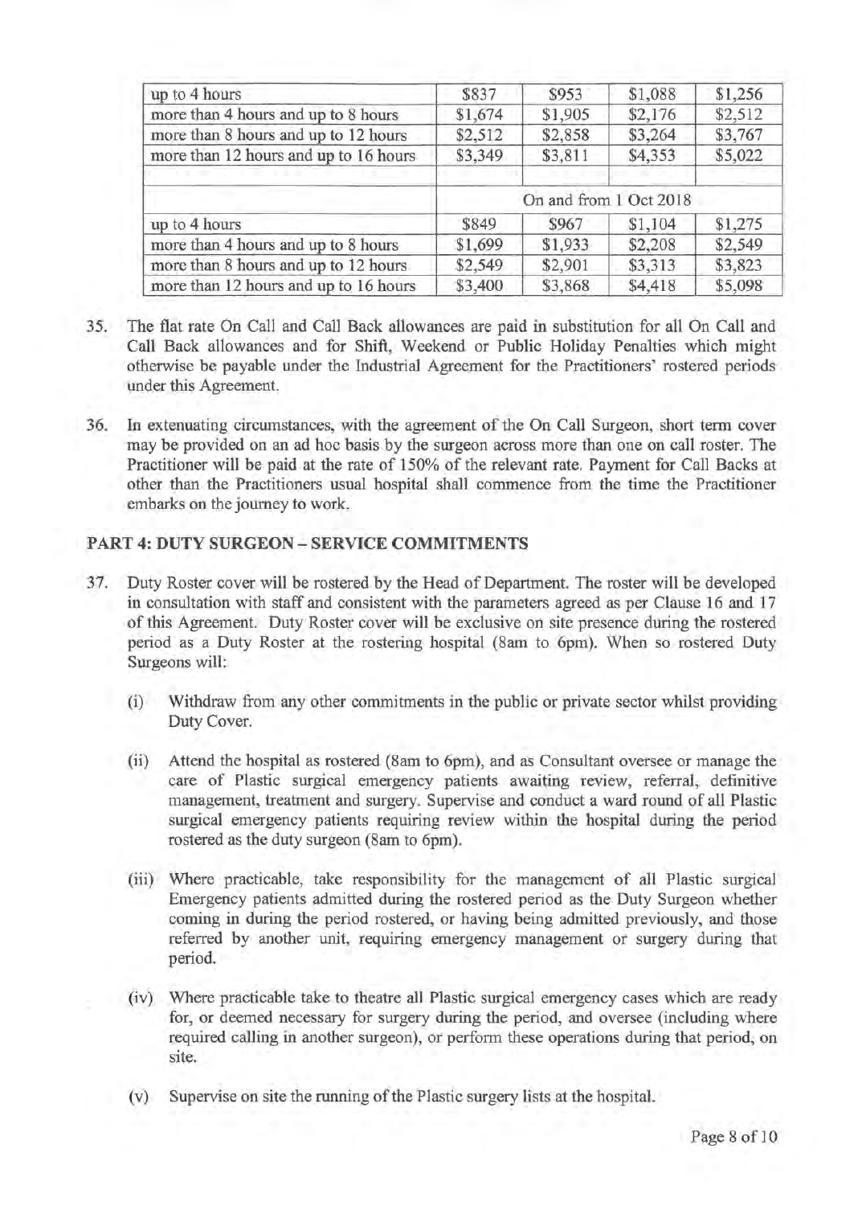| | | | | |
|---|---|---|---|---|
| up to 4 hours | $837 | $953 | $1,088 | $1,256 |
| more than 4 hours and up to 8 hours | $1,674 | $1,905 | $2,176 | $2,512 |
| more than 8 hours and up to 12 hours | $2,512 | $2,858 | $3,264 | $3,767 |
| more than 12 hours and up to 16 hours | $3,349 | $3,811 | $4,353 | $5,022 |
| | | | | |
| | On and from 1 Oct 2018 | | | |
| up to 4 hours | $849 | $967 | $1,104 | $1,275 |
| more than 4 hours and up to 8 hours | $1,699 | $1,933 | $2,208 | $2,549 |
| more than 8 hours and up to 12 hours | $2,549 | $2,901 | $3,313 | $3,823 |
| more than 12 hours and up to 16 hours | $3,400 | $3,868 | $4,418 | $5,098 |

35. The flat rate On Call and Call Back allowances are paid in substitution for all On Call and Call Back allowances and for Shift, Weekend or Public Holiday Penalties which might otherwise be payable under the Industrial Agreement for the Practitioners' rostered periods under this Agreement.

36. In extenuating circumstances, with the agreement of the On Call Surgeon, short term cover may be provided on an ad hoc basis by the surgeon across more than one on call roster. The Practitioner will be paid at the rate of 150% of the relevant rate. Payment for Call Backs at other than the Practitioners usual hospital shall commence from the time the Practitioner embarks on the journey to work.

## PART 4: DUTY SURGEON – SERVICE COMMITMENTS

37. Duty Roster cover will be rostered by the Head of Department. The roster will be developed in consultation with staff and consistent with the parameters agreed as per Clause 16 and 17 of this Agreement. Duty Roster cover will be exclusive on site presence during the rostered period as a Duty Roster at the rostering hospital (8am to 6pm). When so rostered Duty Surgeons will:

    (i) Withdraw from any other commitments in the public or private sector whilst providing Duty Cover.

    (ii) Attend the hospital as rostered (8am to 6pm), and as Consultant oversee or manage the care of Plastic surgical emergency patients awaiting review, referral, definitive management, treatment and surgery. Supervise and conduct a ward round of all Plastic surgical emergency patients requiring review within the hospital during the period rostered as the duty surgeon (8am to 6pm).

    (iii) Where practicable, take responsibility for the management of all Plastic surgical Emergency patients admitted during the rostered period as the Duty Surgeon whether coming in during the period rostered, or having being admitted previously, and those referred by another unit, requiring emergency management or surgery during that period.

    (iv) Where practicable take to theatre all Plastic surgical emergency cases which are ready for, or deemed necessary for surgery during the period, and oversee (including where required calling in another surgeon), or perform these operations during that period, on site.

    (v) Supervise on site the running of the Plastic surgery lists at the hospital.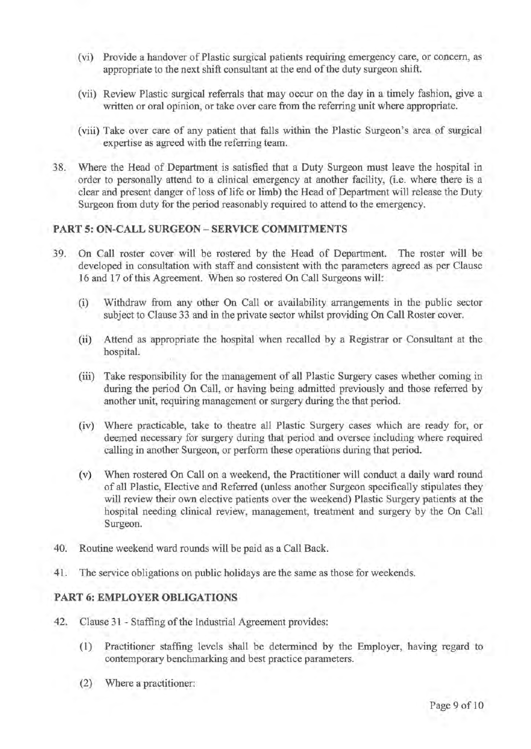(vi) Provide a handover of Plastic surgical patients requiring emergency care, or concern, as appropriate to the next shift consultant at the end of the duty surgeon shift.

(vii) Review Plastic surgical referrals that may occur on the day in a timely fashion, give a written or oral opinion, or take over care from the referring unit where appropriate.

(viii) Take over care of any patient that falls within the Plastic Surgeon's area of surgical expertise as agreed with the referring team.

38. Where the Head of Department is satisfied that a Duty Surgeon must leave the hospital in order to personally attend to a clinical emergency at another facility, (i.e. where there is a clear and present danger of loss of life or limb) the Head of Department will release the Duty Surgeon from duty for the period reasonably required to attend to the emergency.

## PART 5: ON-CALL SURGEON – SERVICE COMMITMENTS

39. On Call roster cover will be rostered by the Head of Department. The roster will be developed in consultation with staff and consistent with the parameters agreed as per Clause 16 and 17 of this Agreement. When so rostered On Call Surgeons will:

    (i) Withdraw from any other On Call or availability arrangements in the public sector subject to Clause 33 and in the private sector whilst providing On Call Roster cover.

    (ii) Attend as appropriate the hospital when recalled by a Registrar or Consultant at the hospital.

    (iii) Take responsibility for the management of all Plastic Surgery cases whether coming in during the period On Call, or having being admitted previously and those referred by another unit, requiring management or surgery during the that period.

    (iv) Where practicable, take to theatre all Plastic Surgery cases which are ready for, or deemed necessary for surgery during that period and oversee including where required calling in another Surgeon, or perform these operations during that period.

    (v) When rostered On Call on a weekend, the Practitioner will conduct a daily ward round of all Plastic, Elective and Referred (unless another Surgeon specifically stipulates they will review their own elective patients over the weekend) Plastic Surgery patients at the hospital needing clinical review, management, treatment and surgery by the On Call Surgeon.

40. Routine weekend ward rounds will be paid as a Call Back.

41. The service obligations on public holidays are the same as those for weekends.

## PART 6: EMPLOYER OBLIGATIONS

42. Clause 31 - Staffing of the Industrial Agreement provides:

    (1) Practitioner staffing levels shall be determined by the Employer, having regard to contemporary benchmarking and best practice parameters.

    (2) Where a practitioner: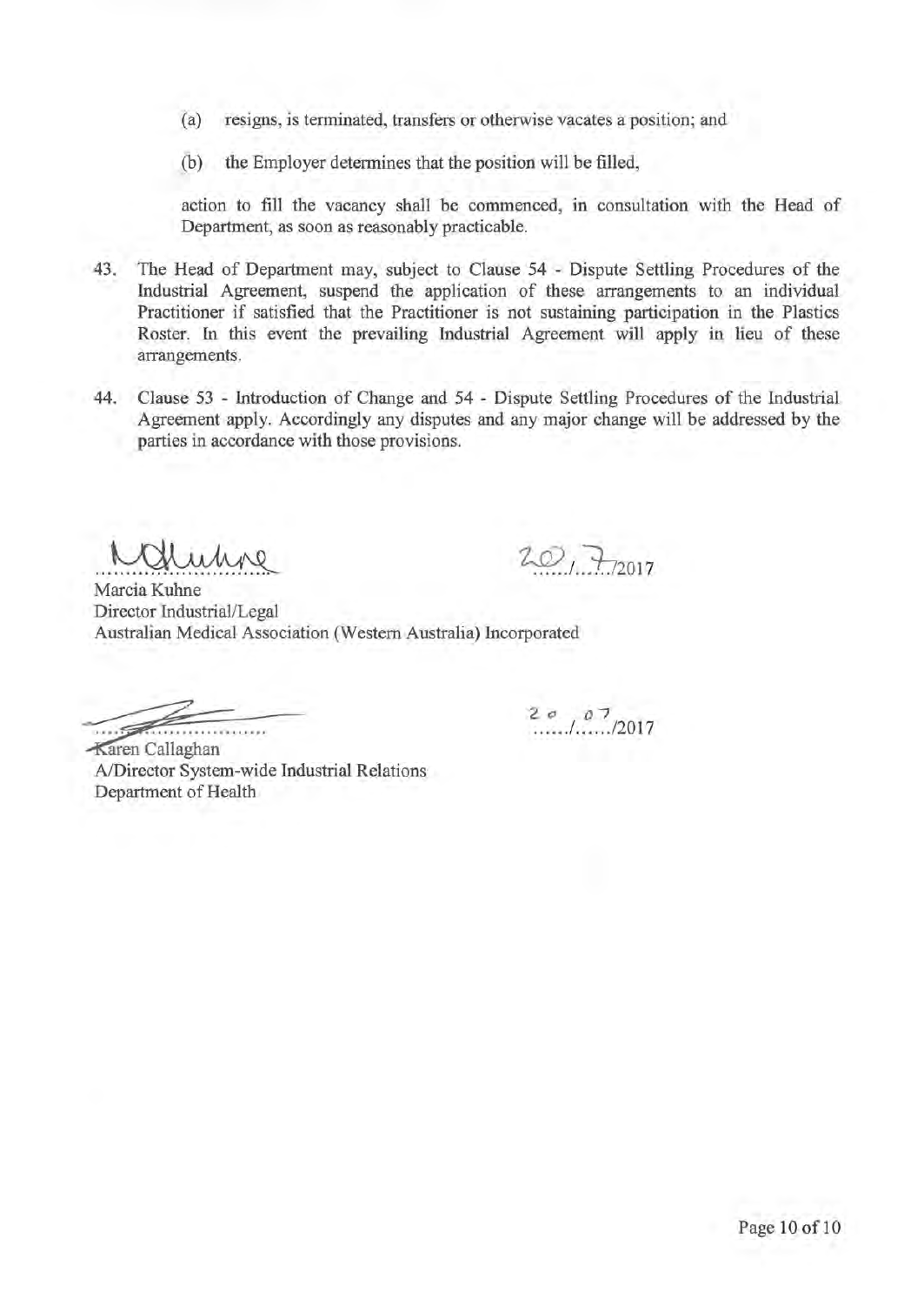(a) resigns, is terminated, transfers or otherwise vacates a position; and

(b) the Employer determines that the position will be filled,

action to fill the vacancy shall be commenced, in consultation with the Head of Department, as soon as reasonably practicable.

43. The Head of Department may, subject to Clause 54 - Dispute Settling Procedures of the Industrial Agreement, suspend the application of these arrangements to an individual Practitioner if satisfied that the Practitioner is not sustaining participation in the Plastics Roster. In this event the prevailing Industrial Agreement will apply in lieu of these arrangements.

44. Clause 53 - Introduction of Change and 54 - Dispute Settling Procedures of the Industrial Agreement apply. Accordingly any disputes and any major change will be addressed by the parties in accordance with those provisions.

......................................  20/7/2017

Marcia Kuhne
Director Industrial/Legal
Australian Medical Association (Western Australia) Incorporated

......................................  20/07/2017

Karen Callaghan
A/Director System-wide Industrial Relations
Department of Health